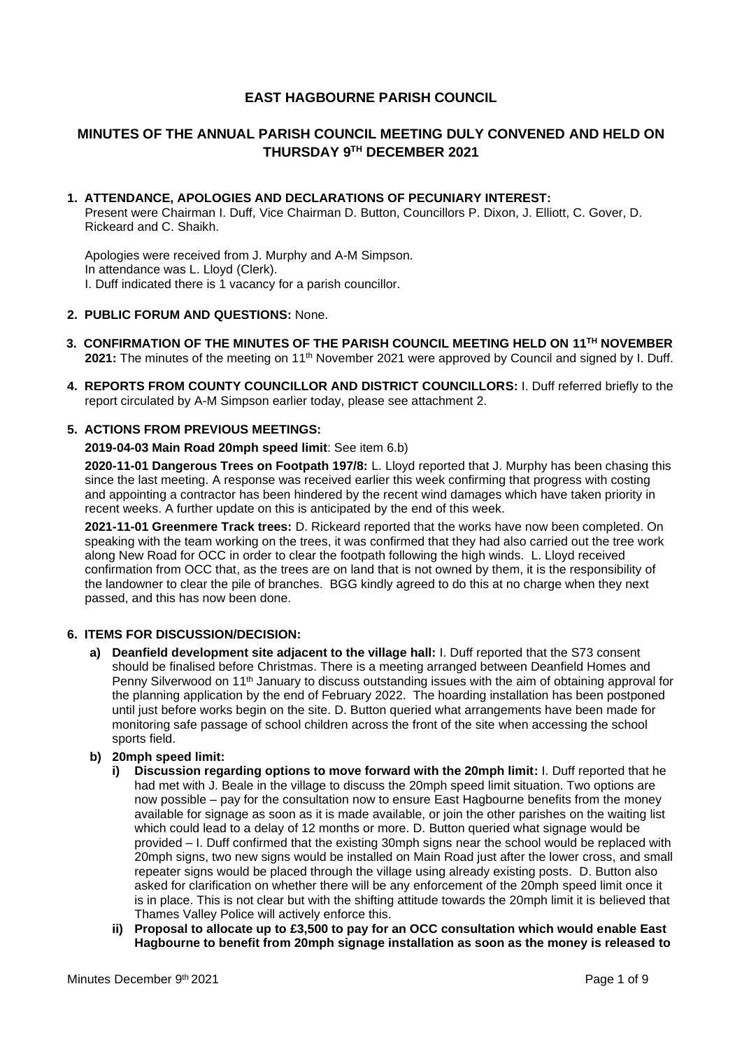# EAST HAGBOURNE PARISH COUNCIL

## MINUTES OF THE ANNUAL PARISH COUNCIL MEETING DULY CONVENED AND HELD ON THURSDAY 9TH DECEMBER 2021

**1. ATTENDANCE, APOLOGIES AND DECLARATIONS OF PECUNIARY INTEREST:**

Present were Chairman I. Duff, Vice Chairman D. Button, Councillors P. Dixon, J. Elliott, C. Gover, D. Rickeard and C. Shaikh.

Apologies were received from J. Murphy and A-M Simpson.
In attendance was L. Lloyd (Clerk).
I. Duff indicated there is 1 vacancy for a parish councillor.

**2. PUBLIC FORUM AND QUESTIONS:** None.

**3. CONFIRMATION OF THE MINUTES OF THE PARISH COUNCIL MEETING HELD ON 11TH NOVEMBER 2021:** The minutes of the meeting on 11th November 2021 were approved by Council and signed by I. Duff.

**4. REPORTS FROM COUNTY COUNCILLOR AND DISTRICT COUNCILLORS:** I. Duff referred briefly to the report circulated by A-M Simpson earlier today, please see attachment 2.

**5. ACTIONS FROM PREVIOUS MEETINGS:**

**2019-04-03 Main Road 20mph speed limit**: See item 6.b)

**2020-11-01 Dangerous Trees on Footpath 197/8:** L. Lloyd reported that J. Murphy has been chasing this since the last meeting. A response was received earlier this week confirming that progress with costing and appointing a contractor has been hindered by the recent wind damages which have taken priority in recent weeks. A further update on this is anticipated by the end of this week.

**2021-11-01 Greenmere Track trees:** D. Rickeard reported that the works have now been completed. On speaking with the team working on the trees, it was confirmed that they had also carried out the tree work along New Road for OCC in order to clear the footpath following the high winds. L. Lloyd received confirmation from OCC that, as the trees are on land that is not owned by them, it is the responsibility of the landowner to clear the pile of branches. BGG kindly agreed to do this at no charge when they next passed, and this has now been done.

**6. ITEMS FOR DISCUSSION/DECISION:**

**a) Deanfield development site adjacent to the village hall:** I. Duff reported that the S73 consent should be finalised before Christmas. There is a meeting arranged between Deanfield Homes and Penny Silverwood on 11th January to discuss outstanding issues with the aim of obtaining approval for the planning application by the end of February 2022. The hoarding installation has been postponed until just before works begin on the site. D. Button queried what arrangements have been made for monitoring safe passage of school children across the front of the site when accessing the school sports field.

**b) 20mph speed limit:**

**i) Discussion regarding options to move forward with the 20mph limit:** I. Duff reported that he had met with J. Beale in the village to discuss the 20mph speed limit situation. Two options are now possible – pay for the consultation now to ensure East Hagbourne benefits from the money available for signage as soon as it is made available, or join the other parishes on the waiting list which could lead to a delay of 12 months or more. D. Button queried what signage would be provided – I. Duff confirmed that the existing 30mph signs near the school would be replaced with 20mph signs, two new signs would be installed on Main Road just after the lower cross, and small repeater signs would be placed through the village using already existing posts. D. Button also asked for clarification on whether there will be any enforcement of the 20mph speed limit once it is in place. This is not clear but with the shifting attitude towards the 20mph limit it is believed that Thames Valley Police will actively enforce this.

**ii) Proposal to allocate up to £3,500 to pay for an OCC consultation which would enable East Hagbourne to benefit from 20mph signage installation as soon as the money is released to**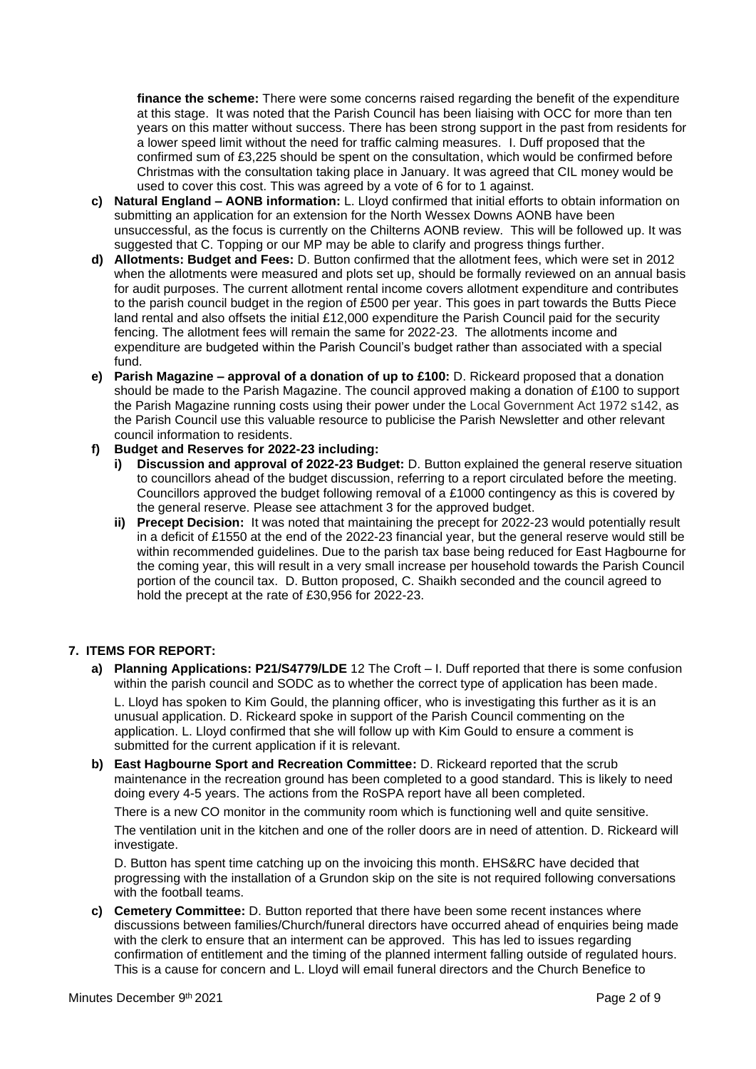**finance the scheme:** There were some concerns raised regarding the benefit of the expenditure at this stage. It was noted that the Parish Council has been liaising with OCC for more than ten years on this matter without success. There has been strong support in the past from residents for a lower speed limit without the need for traffic calming measures. I. Duff proposed that the confirmed sum of £3,225 should be spent on the consultation, which would be confirmed before Christmas with the consultation taking place in January. It was agreed that CIL money would be used to cover this cost. This was agreed by a vote of 6 for to 1 against.

c) **Natural England – AONB information:** L. Lloyd confirmed that initial efforts to obtain information on submitting an application for an extension for the North Wessex Downs AONB have been unsuccessful, as the focus is currently on the Chilterns AONB review. This will be followed up. It was suggested that C. Topping or our MP may be able to clarify and progress things further.

d) **Allotments: Budget and Fees:** D. Button confirmed that the allotment fees, which were set in 2012 when the allotments were measured and plots set up, should be formally reviewed on an annual basis for audit purposes. The current allotment rental income covers allotment expenditure and contributes to the parish council budget in the region of £500 per year. This goes in part towards the Butts Piece land rental and also offsets the initial £12,000 expenditure the Parish Council paid for the security fencing. The allotment fees will remain the same for 2022-23. The allotments income and expenditure are budgeted within the Parish Council's budget rather than associated with a special fund.

e) **Parish Magazine – approval of a donation of up to £100:** D. Rickeard proposed that a donation should be made to the Parish Magazine. The council approved making a donation of £100 to support the Parish Magazine running costs using their power under the Local Government Act 1972 s142, as the Parish Council use this valuable resource to publicise the Parish Newsletter and other relevant council information to residents.

f) **Budget and Reserves for 2022-23 including:**

   i) **Discussion and approval of 2022-23 Budget:** D. Button explained the general reserve situation to councillors ahead of the budget discussion, referring to a report circulated before the meeting. Councillors approved the budget following removal of a £1000 contingency as this is covered by the general reserve. Please see attachment 3 for the approved budget.

   ii) **Precept Decision:** It was noted that maintaining the precept for 2022-23 would potentially result in a deficit of £1550 at the end of the 2022-23 financial year, but the general reserve would still be within recommended guidelines. Due to the parish tax base being reduced for East Hagbourne for the coming year, this will result in a very small increase per household towards the Parish Council portion of the council tax. D. Button proposed, C. Shaikh seconded and the council agreed to hold the precept at the rate of £30,956 for 2022-23.

## 7. ITEMS FOR REPORT:

a) **Planning Applications: P21/S4779/LDE** 12 The Croft – I. Duff reported that there is some confusion within the parish council and SODC as to whether the correct type of application has been made.

   L. Lloyd has spoken to Kim Gould, the planning officer, who is investigating this further as it is an unusual application. D. Rickeard spoke in support of the Parish Council commenting on the application. L. Lloyd confirmed that she will follow up with Kim Gould to ensure a comment is submitted for the current application if it is relevant.

b) **East Hagbourne Sport and Recreation Committee:** D. Rickeard reported that the scrub maintenance in the recreation ground has been completed to a good standard. This is likely to need doing every 4-5 years. The actions from the RoSPA report have all been completed.

   There is a new CO monitor in the community room which is functioning well and quite sensitive.

   The ventilation unit in the kitchen and one of the roller doors are in need of attention. D. Rickeard will investigate.

   D. Button has spent time catching up on the invoicing this month. EHS&RC have decided that progressing with the installation of a Grundon skip on the site is not required following conversations with the football teams.

c) **Cemetery Committee:** D. Button reported that there have been some recent instances where discussions between families/Church/funeral directors have occurred ahead of enquiries being made with the clerk to ensure that an interment can be approved. This has led to issues regarding confirmation of entitlement and the timing of the planned interment falling outside of regulated hours. This is a cause for concern and L. Lloyd will email funeral directors and the Church Benefice to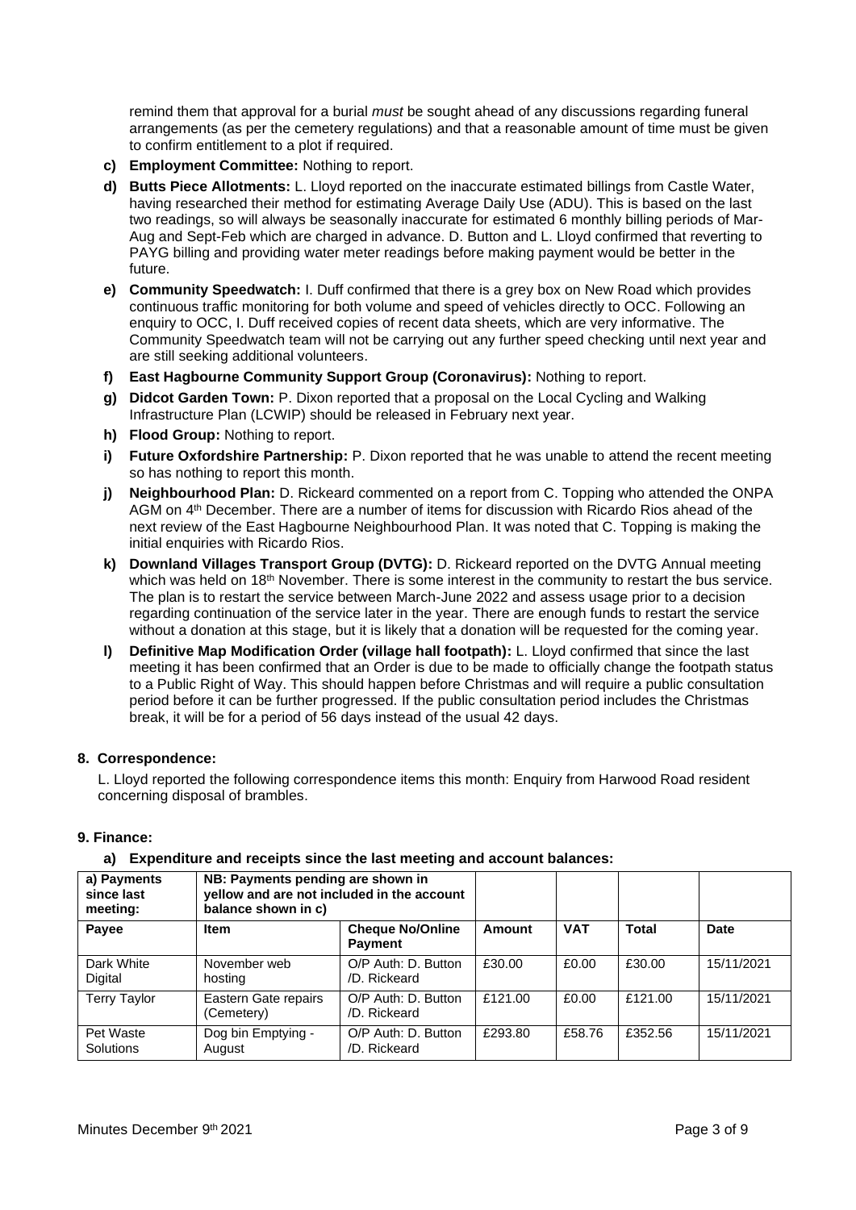remind them that approval for a burial *must* be sought ahead of any discussions regarding funeral arrangements (as per the cemetery regulations) and that a reasonable amount of time must be given to confirm entitlement to a plot if required.

- **c) Employment Committee:** Nothing to report.
- **d) Butts Piece Allotments:** L. Lloyd reported on the inaccurate estimated billings from Castle Water, having researched their method for estimating Average Daily Use (ADU). This is based on the last two readings, so will always be seasonally inaccurate for estimated 6 monthly billing periods of Mar-Aug and Sept-Feb which are charged in advance. D. Button and L. Lloyd confirmed that reverting to PAYG billing and providing water meter readings before making payment would be better in the future.
- **e) Community Speedwatch:** I. Duff confirmed that there is a grey box on New Road which provides continuous traffic monitoring for both volume and speed of vehicles directly to OCC. Following an enquiry to OCC, I. Duff received copies of recent data sheets, which are very informative. The Community Speedwatch team will not be carrying out any further speed checking until next year and are still seeking additional volunteers.
- **f) East Hagbourne Community Support Group (Coronavirus):** Nothing to report.
- **g) Didcot Garden Town:** P. Dixon reported that a proposal on the Local Cycling and Walking Infrastructure Plan (LCWIP) should be released in February next year.
- **h) Flood Group:** Nothing to report.
- **i) Future Oxfordshire Partnership:** P. Dixon reported that he was unable to attend the recent meeting so has nothing to report this month.
- **j) Neighbourhood Plan:** D. Rickeard commented on a report from C. Topping who attended the ONPA AGM on 4th December. There are a number of items for discussion with Ricardo Rios ahead of the next review of the East Hagbourne Neighbourhood Plan. It was noted that C. Topping is making the initial enquiries with Ricardo Rios.
- **k) Downland Villages Transport Group (DVTG):** D. Rickeard reported on the DVTG Annual meeting which was held on 18th November. There is some interest in the community to restart the bus service. The plan is to restart the service between March-June 2022 and assess usage prior to a decision regarding continuation of the service later in the year. There are enough funds to restart the service without a donation at this stage, but it is likely that a donation will be requested for the coming year.
- **l) Definitive Map Modification Order (village hall footpath):** L. Lloyd confirmed that since the last meeting it has been confirmed that an Order is due to be made to officially change the footpath status to a Public Right of Way. This should happen before Christmas and will require a public consultation period before it can be further progressed. If the public consultation period includes the Christmas break, it will be for a period of 56 days instead of the usual 42 days.

## 8. Correspondence:

L. Lloyd reported the following correspondence items this month: Enquiry from Harwood Road resident concerning disposal of brambles.

## 9. Finance:

### a) Expenditure and receipts since the last meeting and account balances:

| **a) Payments since last meeting:** | **NB: Payments pending are shown in yellow and are not included in the account balance shown in c)** | | | | | |
|---|---|---|---|---|---|---|
| **Payee** | **Item** | **Cheque No/Online Payment** | **Amount** | **VAT** | **Total** | **Date** |
| Dark White Digital | November web hosting | O/P Auth: D. Button /D. Rickeard | £30.00 | £0.00 | £30.00 | 15/11/2021 |
| Terry Taylor | Eastern Gate repairs (Cemetery) | O/P Auth: D. Button /D. Rickeard | £121.00 | £0.00 | £121.00 | 15/11/2021 |
| Pet Waste Solutions | Dog bin Emptying - August | O/P Auth: D. Button /D. Rickeard | £293.80 | £58.76 | £352.56 | 15/11/2021 |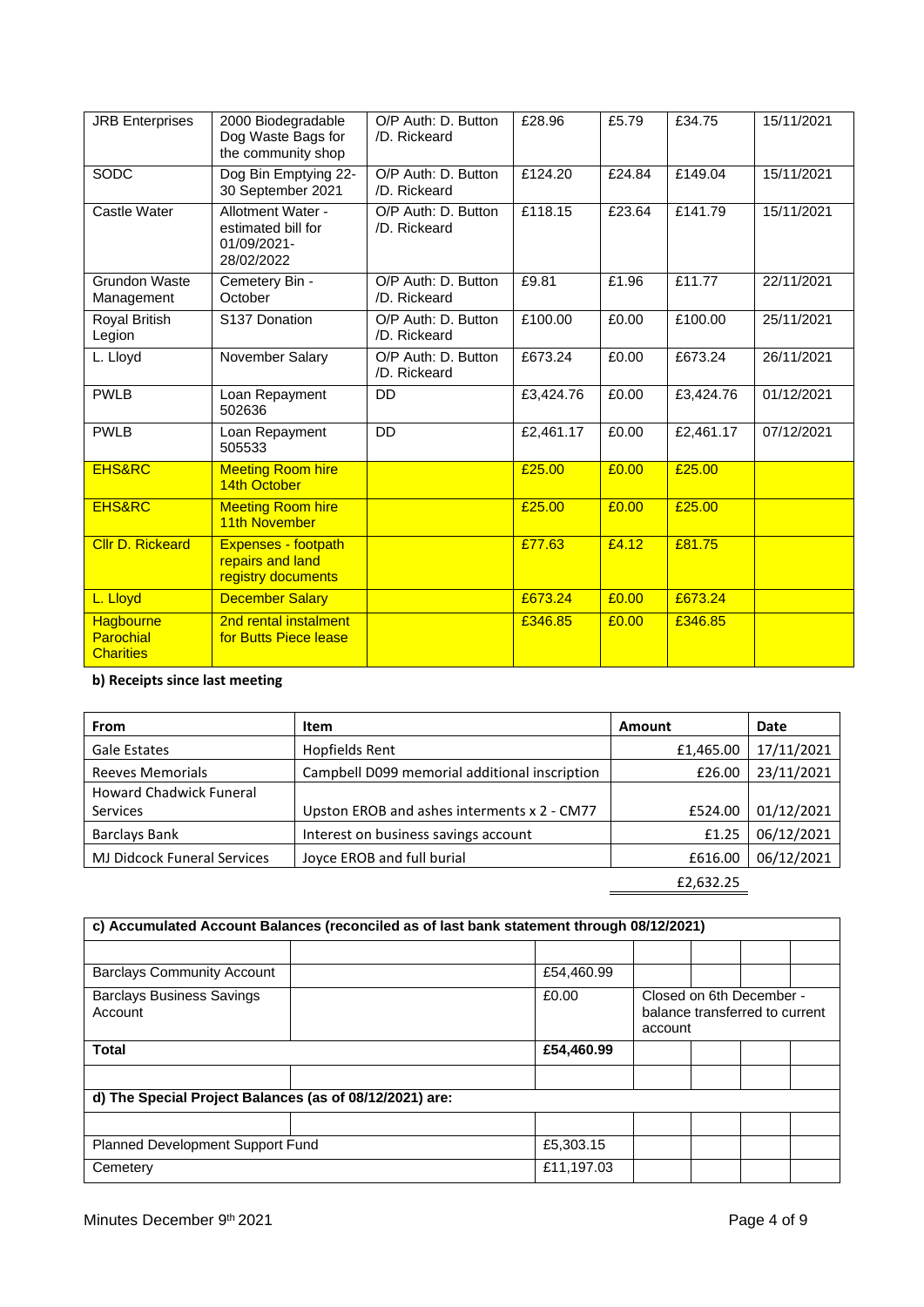| JRB Enterprises | 2000 Biodegradable Dog Waste Bags for the community shop | O/P Auth: D. Button /D. Rickeard | £28.96 | £5.79 | £34.75 | 15/11/2021 |
|---|---|---|---|---|---|---|
| SODC | Dog Bin Emptying 22-30 September 2021 | O/P Auth: D. Button /D. Rickeard | £124.20 | £24.84 | £149.04 | 15/11/2021 |
| Castle Water | Allotment Water - estimated bill for 01/09/2021-28/02/2022 | O/P Auth: D. Button /D. Rickeard | £118.15 | £23.64 | £141.79 | 15/11/2021 |
| Grundon Waste Management | Cemetery Bin - October | O/P Auth: D. Button /D. Rickeard | £9.81 | £1.96 | £11.77 | 22/11/2021 |
| Royal British Legion | S137 Donation | O/P Auth: D. Button /D. Rickeard | £100.00 | £0.00 | £100.00 | 25/11/2021 |
| L. Lloyd | November Salary | O/P Auth: D. Button /D. Rickeard | £673.24 | £0.00 | £673.24 | 26/11/2021 |
| PWLB | Loan Repayment 502636 | DD | £3,424.76 | £0.00 | £3,424.76 | 01/12/2021 |
| PWLB | Loan Repayment 505533 | DD | £2,461.17 | £0.00 | £2,461.17 | 07/12/2021 |
| EHS&RC | Meeting Room hire 14th October | | £25.00 | £0.00 | £25.00 | |
| EHS&RC | Meeting Room hire 11th November | | £25.00 | £0.00 | £25.00 | |
| Cllr D. Rickeard | Expenses - footpath repairs and land registry documents | | £77.63 | £4.12 | £81.75 | |
| L. Lloyd | December Salary | | £673.24 | £0.00 | £673.24 | |
| Hagbourne Parochial Charities | 2nd rental instalment for Butts Piece lease | | £346.85 | £0.00 | £346.85 | |

**b) Receipts since last meeting**

| From | Item | Amount | Date |
|---|---|---|---|
| Gale Estates | Hopfields Rent | £1,465.00 | 17/11/2021 |
| Reeves Memorials | Campbell D099 memorial additional inscription | £26.00 | 23/11/2021 |
| Howard Chadwick Funeral Services | Upston EROB and ashes interments x 2 - CM77 | £524.00 | 01/12/2021 |
| Barclays Bank | Interest on business savings account | £1.25 | 06/12/2021 |
| MJ Didcock Funeral Services | Joyce EROB and full burial | £616.00 | 06/12/2021 |
| | | £2,632.25 | |

| c) Accumulated Account Balances (reconciled as of last bank statement through 08/12/2021) | | | |
|---|---|---|---|
| | | | |
| Barclays Community Account | | £54,460.99 | |
| Barclays Business Savings Account | | £0.00 | Closed on 6th December - balance transferred to current account |
| **Total** | | **£54,460.99** | |
| | | | |
| **d) The Special Project Balances (as of 08/12/2021) are:** | | | |
| | | | |
| Planned Development Support Fund | | £5,303.15 | |
| Cemetery | | £11,197.03 | |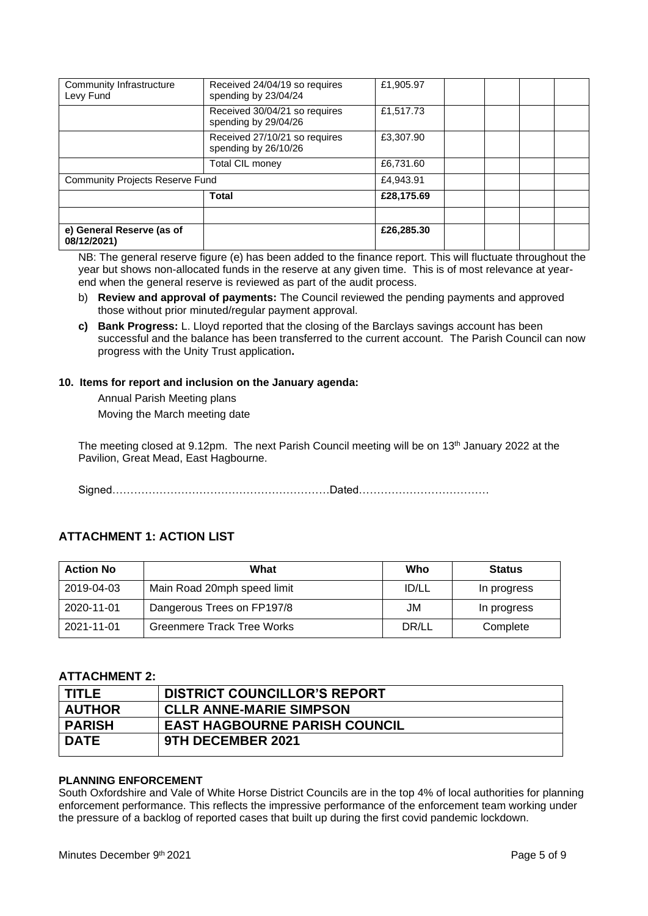| | | | | | | |
|---|---|---|---|---|---|---|
| Community Infrastructure Levy Fund | Received 24/04/19 so requires spending by 23/04/24 | £1,905.97 | | | | |
| | Received 30/04/21 so requires spending by 29/04/26 | £1,517.73 | | | | |
| | Received 27/10/21 so requires spending by 26/10/26 | £3,307.90 | | | | |
| | Total CIL money | £6,731.60 | | | | |
| Community Projects Reserve Fund | | £4,943.91 | | | | |
| | **Total** | **£28,175.69** | | | | |
| | | | | | | |
| **e) General Reserve (as of 08/12/2021)** | | **£26,285.30** | | | | |

NB: The general reserve figure (e) has been added to the finance report. This will fluctuate throughout the year but shows non-allocated funds in the reserve at any given time. This is of most relevance at year-end when the general reserve is reviewed as part of the audit process.

b) **Review and approval of payments:** The Council reviewed the pending payments and approved those without prior minuted/regular payment approval.

**c) Bank Progress:** L. Lloyd reported that the closing of the Barclays savings account has been successful and the balance has been transferred to the current account. The Parish Council can now progress with the Unity Trust application**.**

**10. Items for report and inclusion on the January agenda:**

Annual Parish Meeting plans

Moving the March meeting date

The meeting closed at 9.12pm. The next Parish Council meeting will be on 13th January 2022 at the Pavilion, Great Mead, East Hagbourne.

Signed……………………………………………………Dated………………………………

## ATTACHMENT 1: ACTION LIST

| Action No | What | Who | Status |
|---|---|---|---|
| 2019-04-03 | Main Road 20mph speed limit | ID/LL | In progress |
| 2020-11-01 | Dangerous Trees on FP197/8 | JM | In progress |
| 2021-11-01 | Greenmere Track Tree Works | DR/LL | Complete |

## ATTACHMENT 2:

| | |
|---|---|
| **TITLE** | **DISTRICT COUNCILLOR'S REPORT** |
| **AUTHOR** | **CLLR ANNE-MARIE SIMPSON** |
| **PARISH** | **EAST HAGBOURNE PARISH COUNCIL** |
| **DATE** | **9TH DECEMBER 2021** |

**PLANNING ENFORCEMENT**

South Oxfordshire and Vale of White Horse District Councils are in the top 4% of local authorities for planning enforcement performance. This reflects the impressive performance of the enforcement team working under the pressure of a backlog of reported cases that built up during the first covid pandemic lockdown.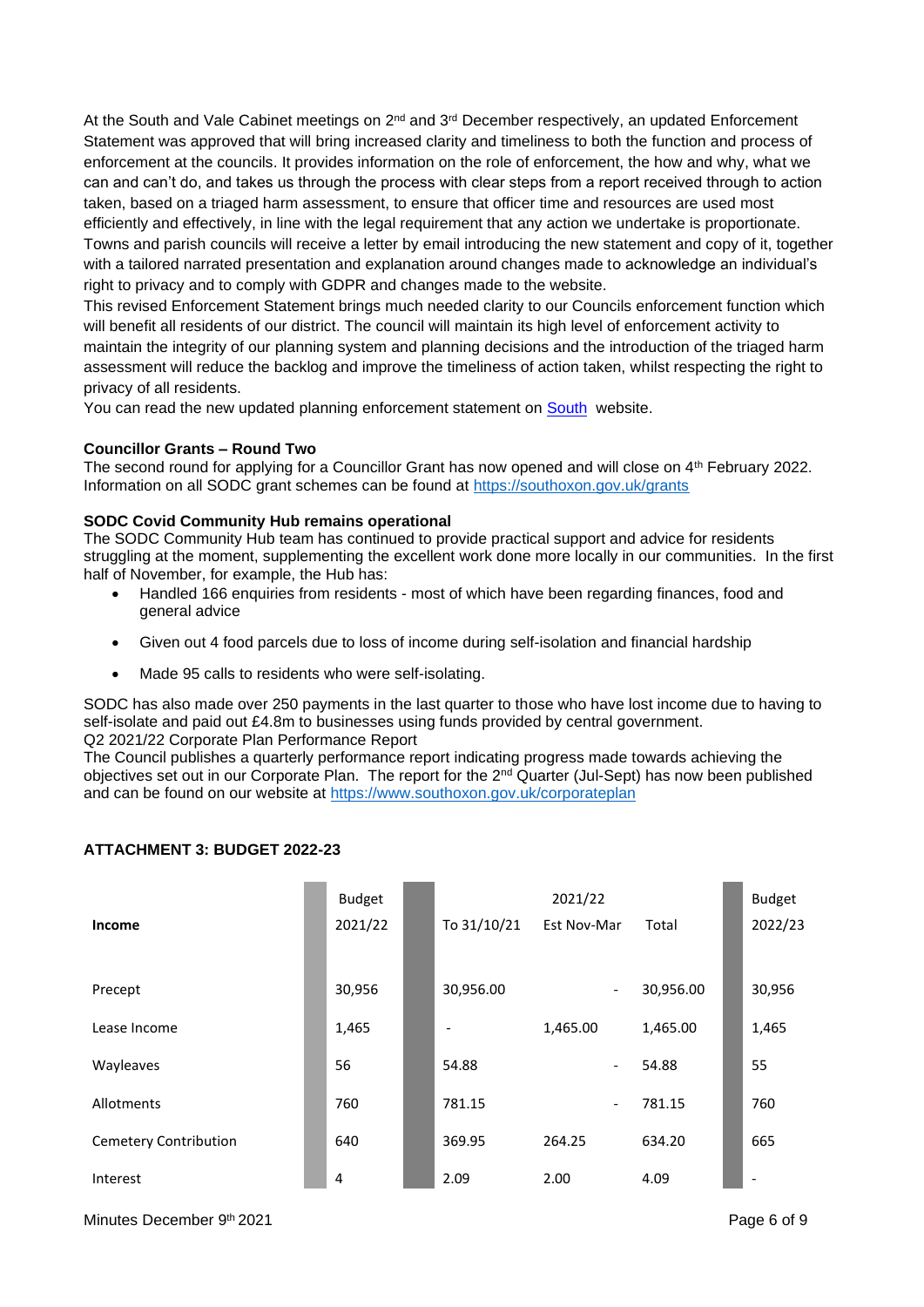At the South and Vale Cabinet meetings on 2nd and 3rd December respectively, an updated Enforcement Statement was approved that will bring increased clarity and timeliness to both the function and process of enforcement at the councils. It provides information on the role of enforcement, the how and why, what we can and can't do, and takes us through the process with clear steps from a report received through to action taken, based on a triaged harm assessment, to ensure that officer time and resources are used most efficiently and effectively, in line with the legal requirement that any action we undertake is proportionate. Towns and parish councils will receive a letter by email introducing the new statement and copy of it, together with a tailored narrated presentation and explanation around changes made to acknowledge an individual's right to privacy and to comply with GDPR and changes made to the website.

This revised Enforcement Statement brings much needed clarity to our Councils enforcement function which will benefit all residents of our district. The council will maintain its high level of enforcement activity to maintain the integrity of our planning system and planning decisions and the introduction of the triaged harm assessment will reduce the backlog and improve the timeliness of action taken, whilst respecting the right to privacy of all residents.

You can read the new updated planning enforcement statement on South website.

**Councillor Grants – Round Two**

The second round for applying for a Councillor Grant has now opened and will close on 4th February 2022. Information on all SODC grant schemes can be found at https://southoxon.gov.uk/grants

**SODC Covid Community Hub remains operational**

The SODC Community Hub team has continued to provide practical support and advice for residents struggling at the moment, supplementing the excellent work done more locally in our communities. In the first half of November, for example, the Hub has:

- Handled 166 enquiries from residents - most of which have been regarding finances, food and general advice
- Given out 4 food parcels due to loss of income during self-isolation and financial hardship
- Made 95 calls to residents who were self-isolating.

SODC has also made over 250 payments in the last quarter to those who have lost income due to having to self-isolate and paid out £4.8m to businesses using funds provided by central government.

Q2 2021/22 Corporate Plan Performance Report

The Council publishes a quarterly performance report indicating progress made towards achieving the objectives set out in our Corporate Plan. The report for the 2nd Quarter (Jul-Sept) has now been published and can be found on our website at https://www.southoxon.gov.uk/corporateplan

**ATTACHMENT 3: BUDGET 2022-23**

| | Budget | 2021/22 | | | Budget |
|---|---|---|---|---|---|
| **Income** | 2021/22 | To 31/10/21 | Est Nov-Mar | Total | 2022/23 |
| Precept | 30,956 | 30,956.00 | - | 30,956.00 | 30,956 |
| Lease Income | 1,465 | - | 1,465.00 | 1,465.00 | 1,465 |
| Wayleaves | 56 | 54.88 | - | 54.88 | 55 |
| Allotments | 760 | 781.15 | - | 781.15 | 760 |
| Cemetery Contribution | 640 | 369.95 | 264.25 | 634.20 | 665 |
| Interest | 4 | 2.09 | 2.00 | 4.09 | - |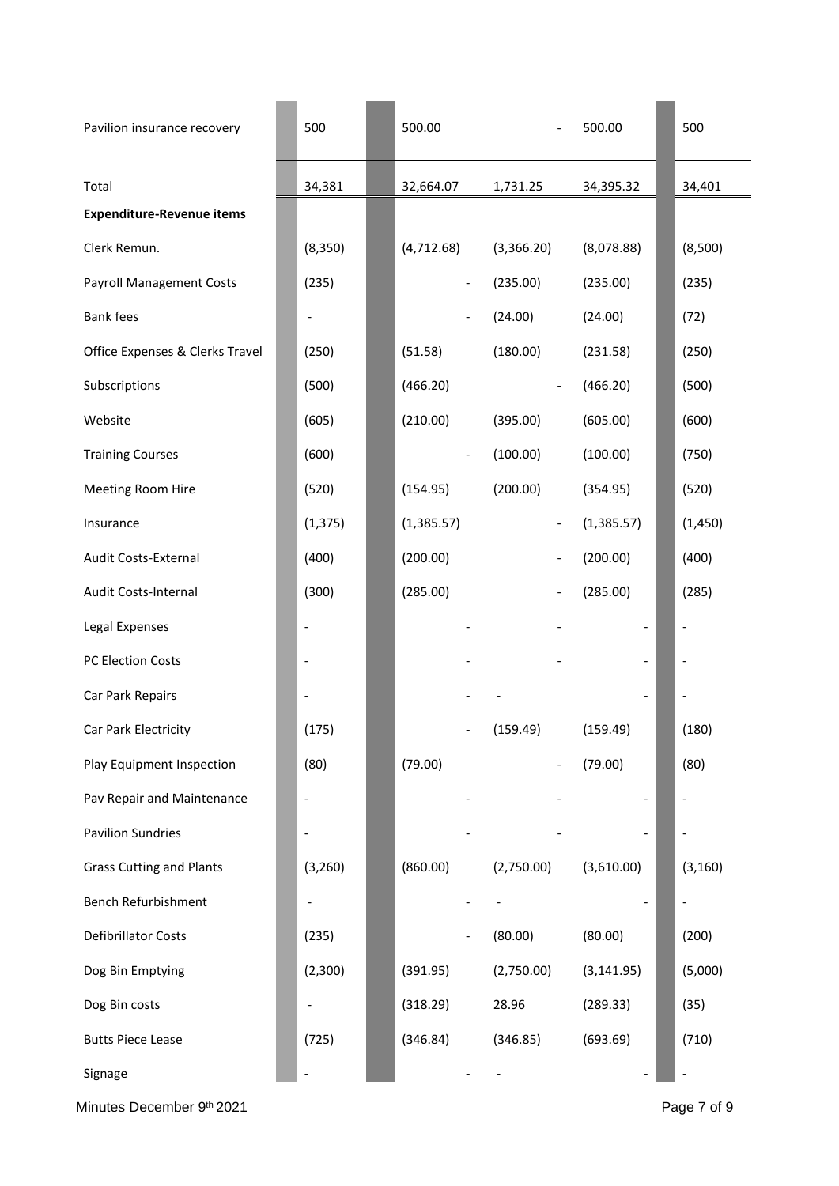| | | | | | |
|---|---|---|---|---|---|
| Pavilion insurance recovery | 500 | 500.00 | - | 500.00 | 500 |
| Total | 34,381 | 32,664.07 | 1,731.25 | 34,395.32 | 34,401 |
| **Expenditure-Revenue items** | | | | | |
| Clerk Remun. | (8,350) | (4,712.68) | (3,366.20) | (8,078.88) | (8,500) |
| Payroll Management Costs | (235) | - | (235.00) | (235.00) | (235) |
| Bank fees | - | - | (24.00) | (24.00) | (72) |
| Office Expenses & Clerks Travel | (250) | (51.58) | (180.00) | (231.58) | (250) |
| Subscriptions | (500) | (466.20) | - | (466.20) | (500) |
| Website | (605) | (210.00) | (395.00) | (605.00) | (600) |
| Training Courses | (600) | - | (100.00) | (100.00) | (750) |
| Meeting Room Hire | (520) | (154.95) | (200.00) | (354.95) | (520) |
| Insurance | (1,375) | (1,385.57) | - | (1,385.57) | (1,450) |
| Audit Costs-External | (400) | (200.00) | - | (200.00) | (400) |
| Audit Costs-Internal | (300) | (285.00) | - | (285.00) | (285) |
| Legal Expenses | - | - | - | - | - |
| PC Election Costs | - | - | - | - | - |
| Car Park Repairs | - | - | - | - | - |
| Car Park Electricity | (175) | - | (159.49) | (159.49) | (180) |
| Play Equipment Inspection | (80) | (79.00) | - | (79.00) | (80) |
| Pav Repair and Maintenance | - | - | - | - | - |
| Pavilion Sundries | - | - | - | - | - |
| Grass Cutting and Plants | (3,260) | (860.00) | (2,750.00) | (3,610.00) | (3,160) |
| Bench Refurbishment | - | - | - | - | - |
| Defibrillator Costs | (235) | - | (80.00) | (80.00) | (200) |
| Dog Bin Emptying | (2,300) | (391.95) | (2,750.00) | (3,141.95) | (5,000) |
| Dog Bin costs | - | (318.29) | 28.96 | (289.33) | (35) |
| Butts Piece Lease | (725) | (346.84) | (346.85) | (693.69) | (710) |
| Signage | - | - | - | - | - |

Minutes December 9th 2021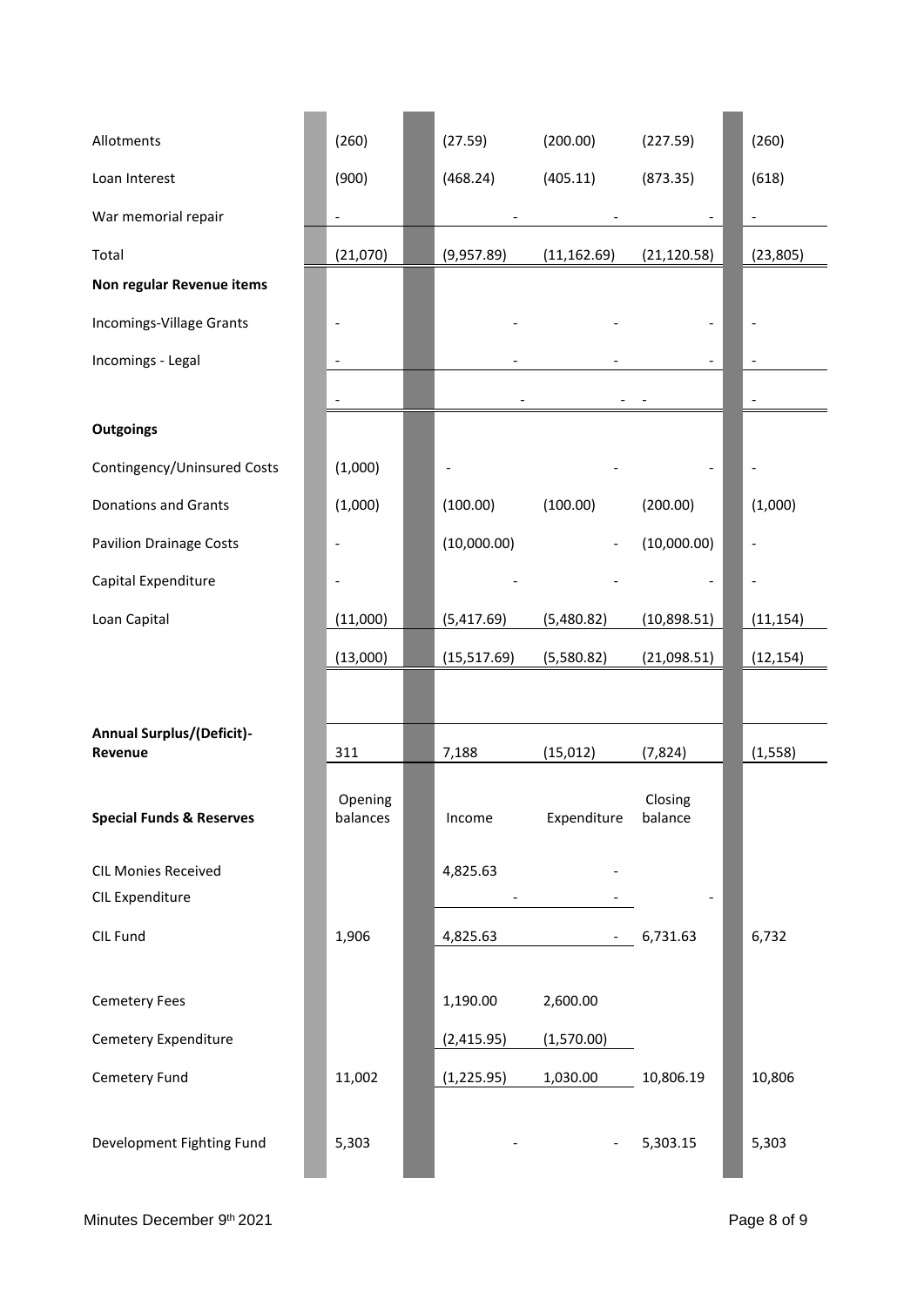| | | | | | |
|---|---|---|---|---|---|
| Allotments | (260) | (27.59) | (200.00) | (227.59) | (260) |
| Loan Interest | (900) | (468.24) | (405.11) | (873.35) | (618) |
| War memorial repair | - | - | - | - | - |
| Total | (21,070) | (9,957.89) | (11,162.69) | (21,120.58) | (23,805) |
| **Non regular Revenue items** | | | | | |
| Incomings-Village Grants | - | - | - | - | - |
| Incomings - Legal | - | - | - | - | - |
| | - | - | - | - | - |
| **Outgoings** | | | | | |
| Contingency/Uninsured Costs | (1,000) | - | - | - | - |
| Donations and Grants | (1,000) | (100.00) | (100.00) | (200.00) | (1,000) |
| Pavilion Drainage Costs | - | (10,000.00) | - | (10,000.00) | - |
| Capital Expenditure | - | - | - | - | - |
| Loan Capital | (11,000) | (5,417.69) | (5,480.82) | (10,898.51) | (11,154) |
| | (13,000) | (15,517.69) | (5,580.82) | (21,098.51) | (12,154) |
| **Annual Surplus/(Deficit)-Revenue** | 311 | 7,188 | (15,012) | (7,824) | (1,558) |
| **Special Funds & Reserves** | Opening balances | Income | Expenditure | Closing balance | |
| CIL Monies Received | | 4,825.63 | - | | |
| CIL Expenditure | | - | - | - | |
| CIL Fund | 1,906 | 4,825.63 | - | 6,731.63 | 6,732 |
| Cemetery Fees | | 1,190.00 | 2,600.00 | | |
| Cemetery Expenditure | | (2,415.95) | (1,570.00) | | |
| Cemetery Fund | 11,002 | (1,225.95) | 1,030.00 | 10,806.19 | 10,806 |
| Development Fighting Fund | 5,303 | - | - | 5,303.15 | 5,303 |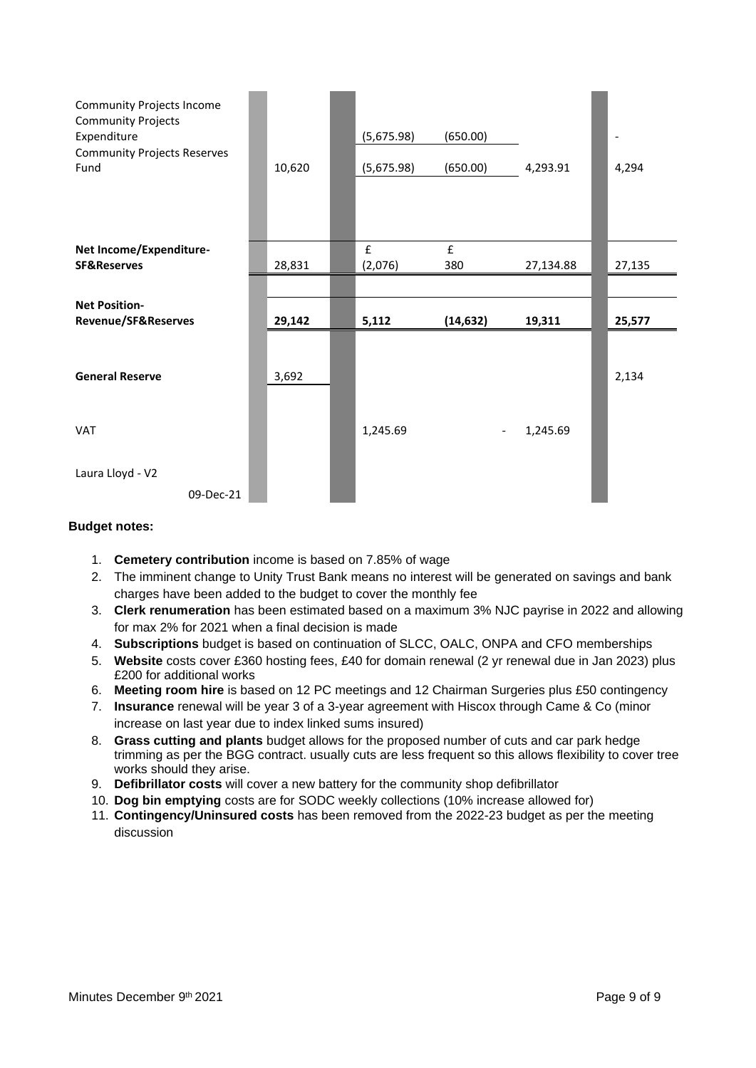| | | | | | | |
|---|---|---|---|---|---|---|
| Community Projects Income<br>Community Projects Expenditure<br>Community Projects Reserves Fund | 10,620 | (5,675.98)<br>(5,675.98) | (650.00)<br>(650.00) | 4,293.91 | -<br>4,294 |
| **Net Income/Expenditure-SF&Reserves** | 28,831 | £<br>(2,076) | £<br>380 | 27,134.88 | 27,135 |
| **Net Position-Revenue/SF&Reserves** | **29,142** | **5,112** | **(14,632)** | **19,311** | **25,577** |
| **General Reserve** | 3,692 | | | | 2,134 |
| VAT | | 1,245.69 | - | 1,245.69 | |
| Laura Lloyd - V2<br>09-Dec-21 | | | | | |

**Budget notes:**

1. **Cemetery contribution** income is based on 7.85% of wage
2. The imminent change to Unity Trust Bank means no interest will be generated on savings and bank charges have been added to the budget to cover the monthly fee
3. **Clerk renumeration** has been estimated based on a maximum 3% NJC payrise in 2022 and allowing for max 2% for 2021 when a final decision is made
4. **Subscriptions** budget is based on continuation of SLCC, OALC, ONPA and CFO memberships
5. **Website** costs cover £360 hosting fees, £40 for domain renewal (2 yr renewal due in Jan 2023) plus £200 for additional works
6. **Meeting room hire** is based on 12 PC meetings and 12 Chairman Surgeries plus £50 contingency
7. **Insurance** renewal will be year 3 of a 3-year agreement with Hiscox through Came & Co (minor increase on last year due to index linked sums insured)
8. **Grass cutting and plants** budget allows for the proposed number of cuts and car park hedge trimming as per the BGG contract. usually cuts are less frequent so this allows flexibility to cover tree works should they arise.
9. **Defibrillator costs** will cover a new battery for the community shop defibrillator
10. **Dog bin emptying** costs are for SODC weekly collections (10% increase allowed for)
11. **Contingency/Uninsured costs** has been removed from the 2022-23 budget as per the meeting discussion